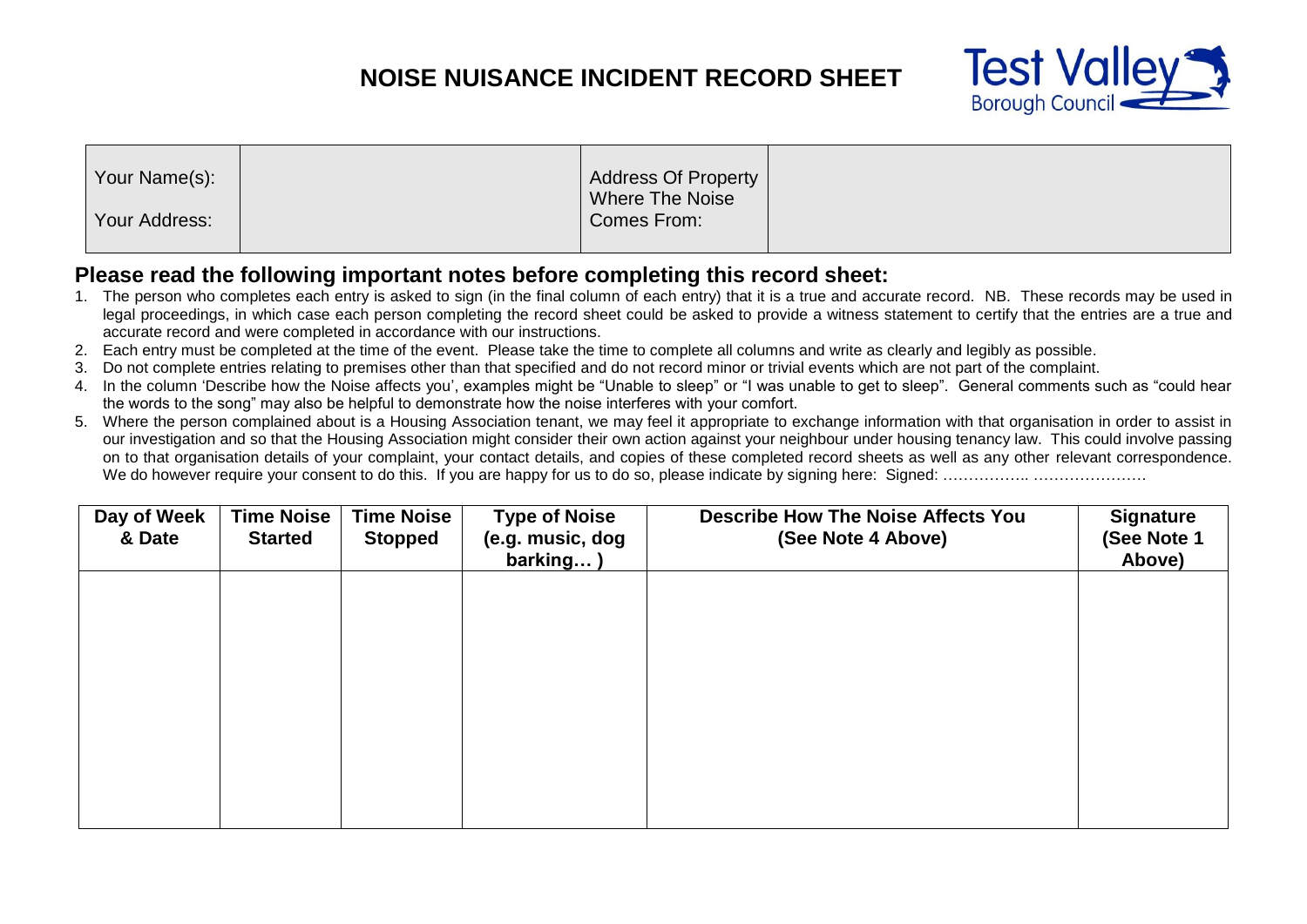# NOISE NUISANCE INCIDENT RECORD SHEET

Test Valley Borough Council

| Your Name(s): Your Address: | | Address Of Property Where The Noise Comes From: | |
|---|---|---|---|

## Please read the following important notes before completing this record sheet:

1. The person who completes each entry is asked to sign (in the final column of each entry) that it is a true and accurate record. NB. These records may be used in legal proceedings, in which case each person completing the record sheet could be asked to provide a witness statement to certify that the entries are a true and accurate record and were completed in accordance with our instructions.
2. Each entry must be completed at the time of the event. Please take the time to complete all columns and write as clearly and legibly as possible.
3. Do not complete entries relating to premises other than that specified and do not record minor or trivial events which are not part of the complaint.
4. In the column 'Describe how the Noise affects you', examples might be "Unable to sleep" or "I was unable to get to sleep". General comments such as "could hear the words to the song" may also be helpful to demonstrate how the noise interferes with your comfort.
5. Where the person complained about is a Housing Association tenant, we may feel it appropriate to exchange information with that organisation in order to assist in our investigation and so that the Housing Association might consider their own action against your neighbour under housing tenancy law. This could involve passing on to that organisation details of your complaint, your contact details, and copies of these completed record sheets as well as any other relevant correspondence. We do however require your consent to do this. If you are happy for us to do so, please indicate by signing here: Signed: …………….. ………………….

| Day of Week & Date | Time Noise Started | Time Noise Stopped | Type of Noise (e.g. music, dog barking… ) | Describe How The Noise Affects You (See Note 4 Above) | Signature (See Note 1 Above) |
|---|---|---|---|---|---|
| | | | | | |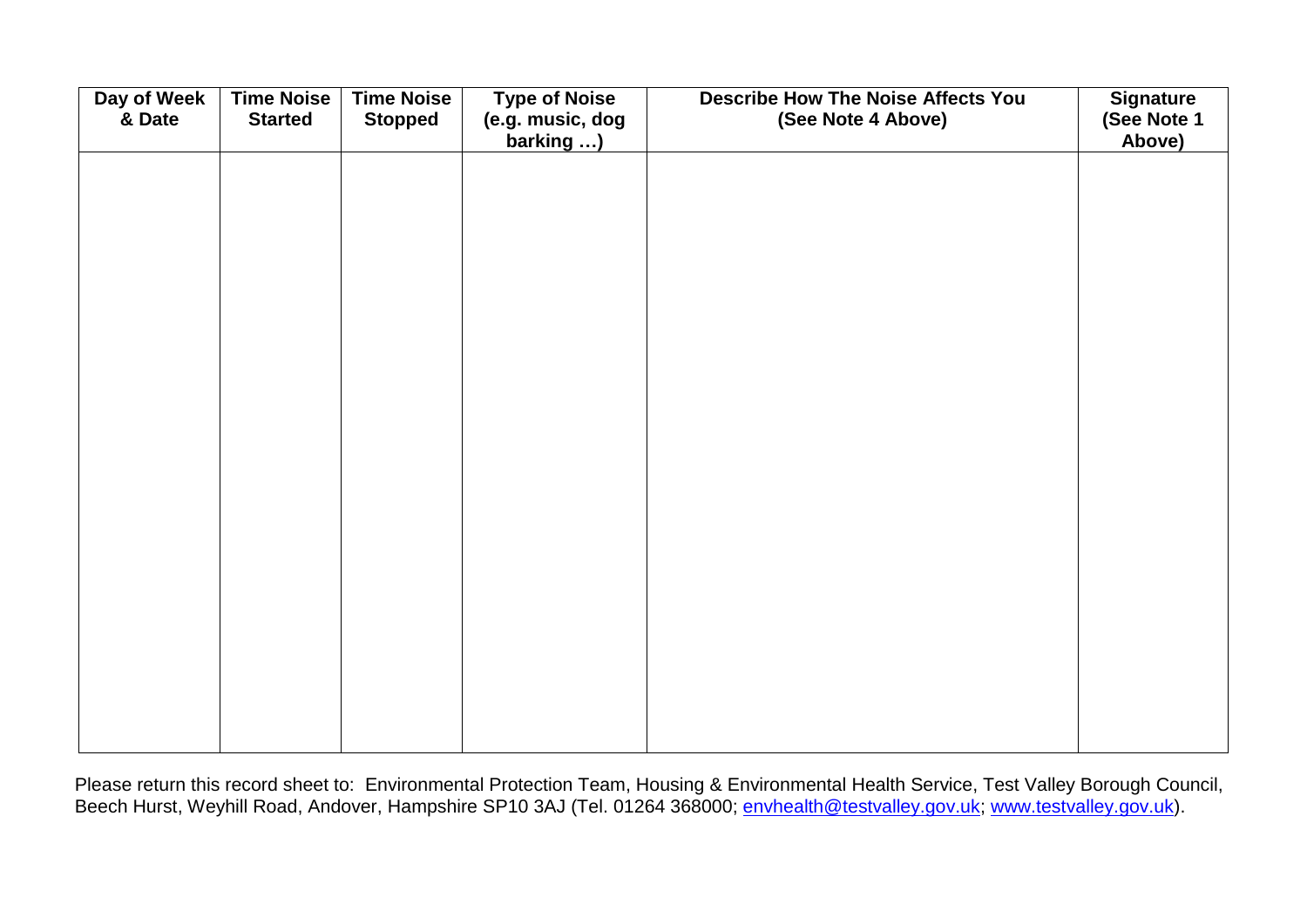| Day of Week & Date | Time Noise Started | Time Noise Stopped | Type of Noise (e.g. music, dog barking …) | Describe How The Noise Affects You (See Note 4 Above) | Signature (See Note 1 Above) |
|---|---|---|---|---|---|
| | | | | | |

Please return this record sheet to: Environmental Protection Team, Housing & Environmental Health Service, Test Valley Borough Council, Beech Hurst, Weyhill Road, Andover, Hampshire SP10 3AJ (Tel. 01264 368000; envhealth@testvalley.gov.uk; www.testvalley.gov.uk).